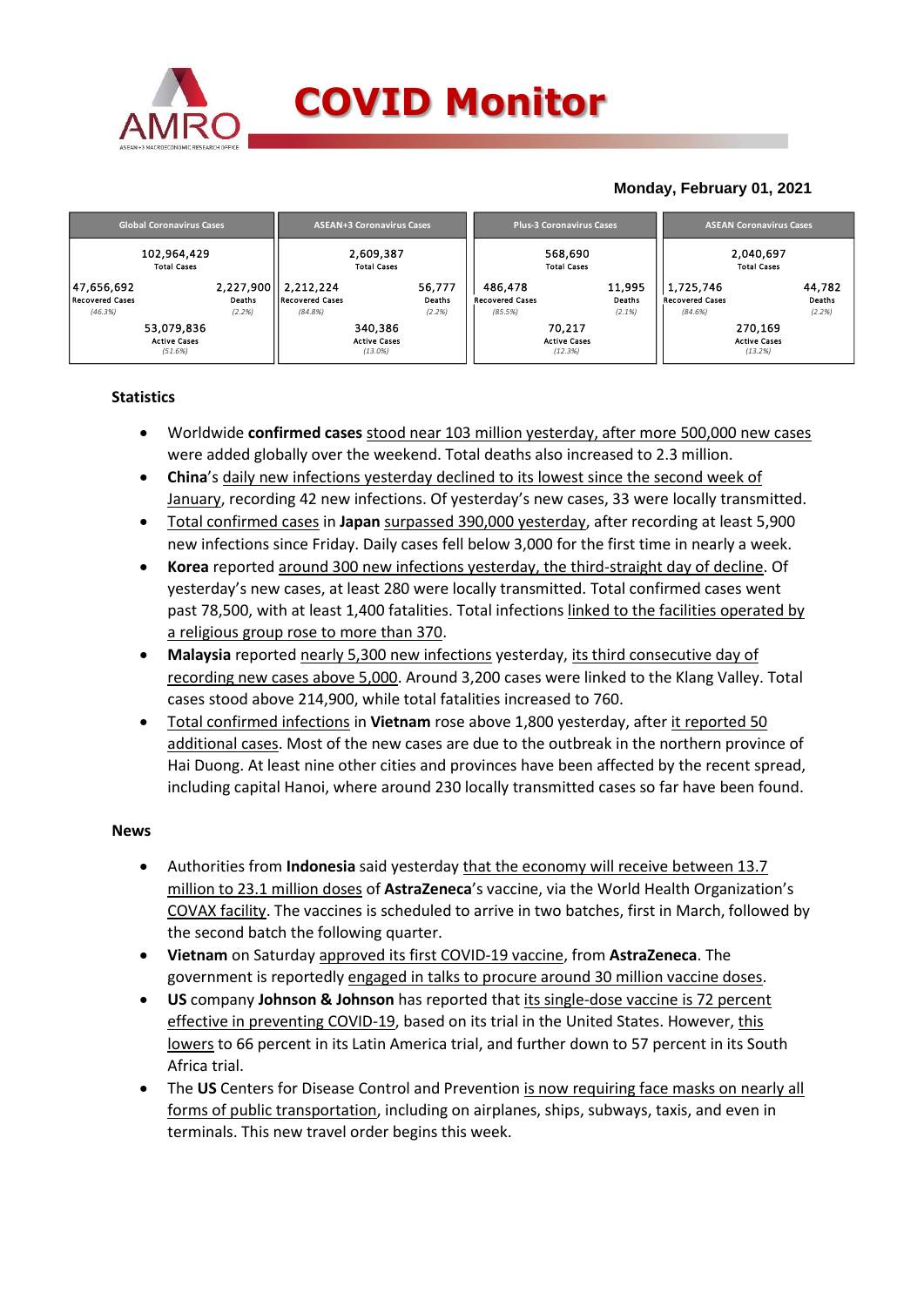# COVID Monitor

**Monday, February 01, 2021**

| Global Coronavirus Cases | | ASEAN+3 Coronavirus Cases | | Plus-3 Coronavirus Cases | | ASEAN Coronavirus Cases | |
|---|---|---|---|---|---|---|---|
| 102,964,429 Total Cases | | 2,609,387 Total Cases | | 568,690 Total Cases | | 2,040,697 Total Cases | |
| 47,656,692 Recovered Cases *(46.3%)* | 2,227,900 Deaths *(2.2%)* | 2,212,224 Recovered Cases *(84.8%)* | 56,777 Deaths *(2.2%)* | 486,478 Recovered Cases *(85.5%)* | 11,995 Deaths *(2.1%)* | 1,725,746 Recovered Cases *(84.6%)* | 44,782 Deaths *(2.2%)* |
| 53,079,836 Active Cases *(51.6%)* | | 340,386 Active Cases *(13.0%)* | | 70,217 Active Cases *(12.3%)* | | 270,169 Active Cases *(13.2%)* | |

## Statistics

- Worldwide **confirmed cases** stood near 103 million yesterday, after more 500,000 new cases were added globally over the weekend. Total deaths also increased to 2.3 million.
- **China**'s daily new infections yesterday declined to its lowest since the second week of January, recording 42 new infections. Of yesterday's new cases, 33 were locally transmitted.
- Total confirmed cases in **Japan** surpassed 390,000 yesterday, after recording at least 5,900 new infections since Friday. Daily cases fell below 3,000 for the first time in nearly a week.
- **Korea** reported around 300 new infections yesterday, the third-straight day of decline. Of yesterday's new cases, at least 280 were locally transmitted. Total confirmed cases went past 78,500, with at least 1,400 fatalities. Total infections linked to the facilities operated by a religious group rose to more than 370.
- **Malaysia** reported nearly 5,300 new infections yesterday, its third consecutive day of recording new cases above 5,000. Around 3,200 cases were linked to the Klang Valley. Total cases stood above 214,900, while total fatalities increased to 760.
- Total confirmed infections in **Vietnam** rose above 1,800 yesterday, after it reported 50 additional cases. Most of the new cases are due to the outbreak in the northern province of Hai Duong. At least nine other cities and provinces have been affected by the recent spread, including capital Hanoi, where around 230 locally transmitted cases so far have been found.

## News

- Authorities from **Indonesia** said yesterday that the economy will receive between 13.7 million to 23.1 million doses of **AstraZeneca**'s vaccine, via the World Health Organization's COVAX facility. The vaccines is scheduled to arrive in two batches, first in March, followed by the second batch the following quarter.
- **Vietnam** on Saturday approved its first COVID-19 vaccine, from **AstraZeneca**. The government is reportedly engaged in talks to procure around 30 million vaccine doses.
- **US** company **Johnson & Johnson** has reported that its single-dose vaccine is 72 percent effective in preventing COVID-19, based on its trial in the United States. However, this lowers to 66 percent in its Latin America trial, and further down to 57 percent in its South Africa trial.
- The **US** Centers for Disease Control and Prevention is now requiring face masks on nearly all forms of public transportation, including on airplanes, ships, subways, taxis, and even in terminals. This new travel order begins this week.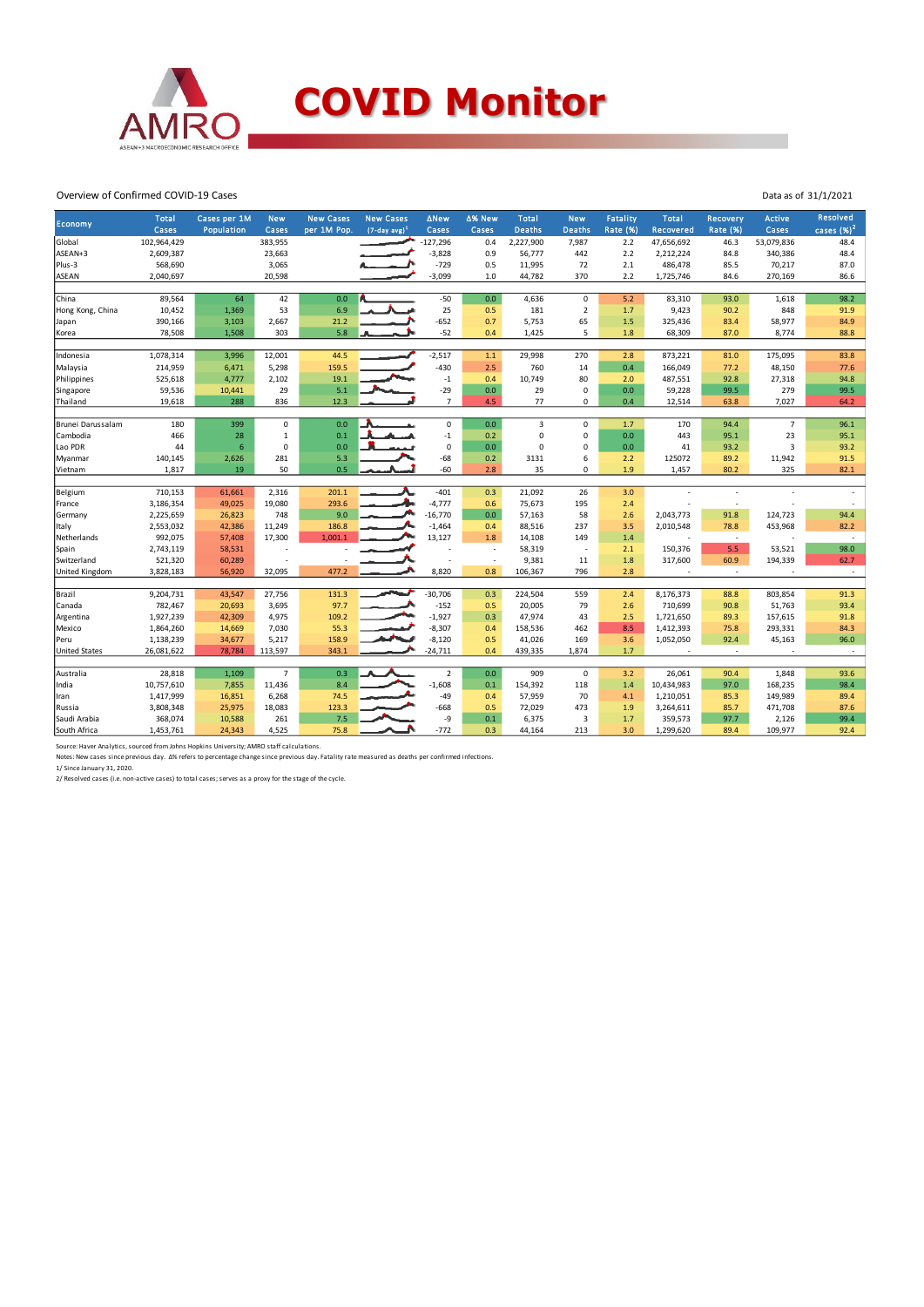# COVID Monitor

Overview of Confirmed COVID-19 Cases

Data as of 31/1/2021

| Economy | Total Cases | Cases per 1M Population | New Cases | New Cases per 1M Pop. | New Cases (7-day avg)[1] | ΔNew Cases | Δ% New Cases | Total Deaths | New Deaths | Fatality Rate (%) | Total Recovered | Recovery Rate (%) | Active Cases | Resolved cases (%)[2] |
|---|---|---|---|---|---|---|---|---|---|---|---|---|---|---|
| Global | 102,964,429 | | 383,955 | | | -127,296 | 0.4 | 2,227,900 | 7,987 | 2.2 | 47,656,692 | 46.3 | 53,079,836 | 48.4 |
| ASEAN+3 | 2,609,387 | | 23,663 | | | -3,828 | 0.9 | 56,777 | 442 | 2.2 | 2,212,224 | 84.8 | 340,386 | 48.4 |
| Plus-3 | 568,690 | | 3,065 | | | -729 | 0.5 | 11,995 | 72 | 2.1 | 486,478 | 85.5 | 70,217 | 87.0 |
| ASEAN | 2,040,697 | | 20,598 | | | -3,099 | 1.0 | 44,782 | 370 | 2.2 | 1,725,746 | 84.6 | 270,169 | 86.6 |
| | | | | | | | | | | | | | | |
| China | 89,564 | 64 | 42 | 0.0 | | -50 | 0.0 | 4,636 | 0 | 5.2 | 83,310 | 93.0 | 1,618 | 98.2 |
| Hong Kong, China | 10,452 | 1,369 | 53 | 6.9 | | 25 | 0.5 | 181 | 2 | 1.7 | 9,423 | 90.2 | 848 | 91.9 |
| Japan | 390,166 | 3,103 | 2,667 | 21.2 | | -652 | 0.7 | 5,753 | 65 | 1.5 | 325,436 | 83.4 | 58,977 | 84.9 |
| Korea | 78,508 | 1,508 | 303 | 5.8 | | -52 | 0.4 | 1,425 | 5 | 1.8 | 68,309 | 87.0 | 8,774 | 88.8 |
| | | | | | | | | | | | | | | |
| Indonesia | 1,078,314 | 3,996 | 12,001 | 44.5 | | -2,517 | 1.1 | 29,998 | 270 | 2.8 | 873,221 | 81.0 | 175,095 | 83.8 |
| Malaysia | 214,959 | 6,471 | 5,298 | 159.5 | | -430 | 2.5 | 760 | 14 | 0.4 | 166,049 | 77.2 | 48,150 | 77.6 |
| Philippines | 525,618 | 4,777 | 2,102 | 19.1 | | -1 | 0.4 | 10,749 | 80 | 2.0 | 487,551 | 92.8 | 27,318 | 94.8 |
| Singapore | 59,536 | 10,441 | 29 | 5.1 | | -29 | 0.0 | 29 | 0 | 0.0 | 59,228 | 99.5 | 279 | 99.5 |
| Thailand | 19,618 | 288 | 836 | 12.3 | | 7 | 4.5 | 77 | 0 | 0.4 | 12,514 | 63.8 | 7,027 | 64.2 |
| | | | | | | | | | | | | | | |
| Brunei Darussalam | 180 | 399 | 0 | 0.0 | | 0 | 0.0 | 3 | 0 | 1.7 | 170 | 94.4 | 7 | 96.1 |
| Cambodia | 466 | 28 | 1 | 0.1 | | -1 | 0.2 | 0 | 0 | 0.0 | 443 | 95.1 | 23 | 95.1 |
| Lao PDR | 44 | 6 | 0 | 0.0 | | 0 | 0.0 | 0 | 0 | 0.0 | 41 | 93.2 | 3 | 93.2 |
| Myanmar | 140,145 | 2,626 | 281 | 5.3 | | -68 | 0.2 | 3131 | 6 | 2.2 | 125072 | 89.2 | 11,942 | 91.5 |
| Vietnam | 1,817 | 19 | 50 | 0.5 | | -60 | 2.8 | 35 | 0 | 1.9 | 1,457 | 80.2 | 325 | 82.1 |
| | | | | | | | | | | | | | | |
| Belgium | 710,153 | 61,661 | 2,316 | 201.1 | | -401 | 0.3 | 21,092 | 26 | 3.0 | - | - | - | - |
| France | 3,186,354 | 49,025 | 19,080 | 293.6 | | -4,777 | 0.6 | 75,673 | 195 | 2.4 | - | - | - | - |
| Germany | 2,225,659 | 26,823 | 748 | 9.0 | | -16,770 | 0.0 | 57,163 | 58 | 2.6 | 2,043,773 | 91.8 | 124,723 | 94.4 |
| Italy | 2,553,032 | 42,386 | 11,249 | 186.8 | | -1,464 | 0.4 | 88,516 | 237 | 3.5 | 2,010,548 | 78.8 | 453,968 | 82.2 |
| Netherlands | 992,075 | 57,408 | 17,300 | 1,001.1 | | 13,127 | 1.8 | 14,108 | 149 | 1.4 | - | - | - | - |
| Spain | 2,743,119 | 58,531 | - | - | | - | - | 58,319 | - | 2.1 | 150,376 | 5.5 | 53,521 | 98.0 |
| Switzerland | 521,320 | 60,289 | - | - | | - | - | 9,381 | 11 | 1.8 | 317,600 | 60.9 | 194,339 | 62.7 |
| United Kingdom | 3,828,183 | 56,920 | 32,095 | 477.2 | | 8,820 | 0.8 | 106,367 | 796 | 2.8 | - | - | - | - |
| | | | | | | | | | | | | | | |
| Brazil | 9,204,731 | 43,547 | 27,756 | 131.3 | | -30,706 | 0.3 | 224,504 | 559 | 2.4 | 8,176,373 | 88.8 | 803,854 | 91.3 |
| Canada | 782,467 | 20,693 | 3,695 | 97.7 | | -152 | 0.5 | 20,005 | 79 | 2.6 | 710,699 | 90.8 | 51,763 | 93.4 |
| Argentina | 1,927,239 | 42,309 | 4,975 | 109.2 | | -1,927 | 0.3 | 47,974 | 43 | 2.5 | 1,721,650 | 89.3 | 157,615 | 91.8 |
| Mexico | 1,864,260 | 14,669 | 7,030 | 55.3 | | -8,307 | 0.4 | 158,536 | 462 | 8.5 | 1,412,393 | 75.8 | 293,331 | 84.3 |
| Peru | 1,138,239 | 34,677 | 5,217 | 158.9 | | -8,120 | 0.5 | 41,026 | 169 | 3.6 | 1,052,050 | 92.4 | 45,163 | 96.0 |
| United States | 26,081,622 | 78,784 | 113,597 | 343.1 | | -24,711 | 0.4 | 439,335 | 1,874 | 1.7 | - | - | - | - |
| | | | | | | | | | | | | | | |
| Australia | 28,818 | 1,109 | 7 | 0.3 | | 2 | 0.0 | 909 | 0 | 3.2 | 26,061 | 90.4 | 1,848 | 93.6 |
| India | 10,757,610 | 7,855 | 11,436 | 8.4 | | -1,608 | 0.1 | 154,392 | 118 | 1.4 | 10,434,983 | 97.0 | 168,235 | 98.4 |
| Iran | 1,417,999 | 16,851 | 6,268 | 74.5 | | -49 | 0.4 | 57,959 | 70 | 4.1 | 1,210,051 | 85.3 | 149,989 | 89.4 |
| Russia | 3,808,348 | 25,975 | 18,083 | 123.3 | | -668 | 0.5 | 72,029 | 473 | 1.9 | 3,264,611 | 85.7 | 471,708 | 87.6 |
| Saudi Arabia | 368,074 | 10,588 | 261 | 7.5 | | -9 | 0.1 | 6,375 | 3 | 1.7 | 359,573 | 97.7 | 2,126 | 99.4 |
| South Africa | 1,453,761 | 24,343 | 4,525 | 75.8 | | -772 | 0.3 | 44,164 | 213 | 3.0 | 1,299,620 | 89.4 | 109,977 | 92.4 |

Source: Haver Analytics, sourced from Johns Hopkins University; AMRO staff calculations.

Notes: New cases since previous day. Δ% refers to percentage change since previous day. Fatality rate measured as deaths per confirmed infections.

1/ Since January 31, 2020.

2/ Resolved cases (i.e. non-active cases) to total cases; serves as a proxy for the stage of the cycle.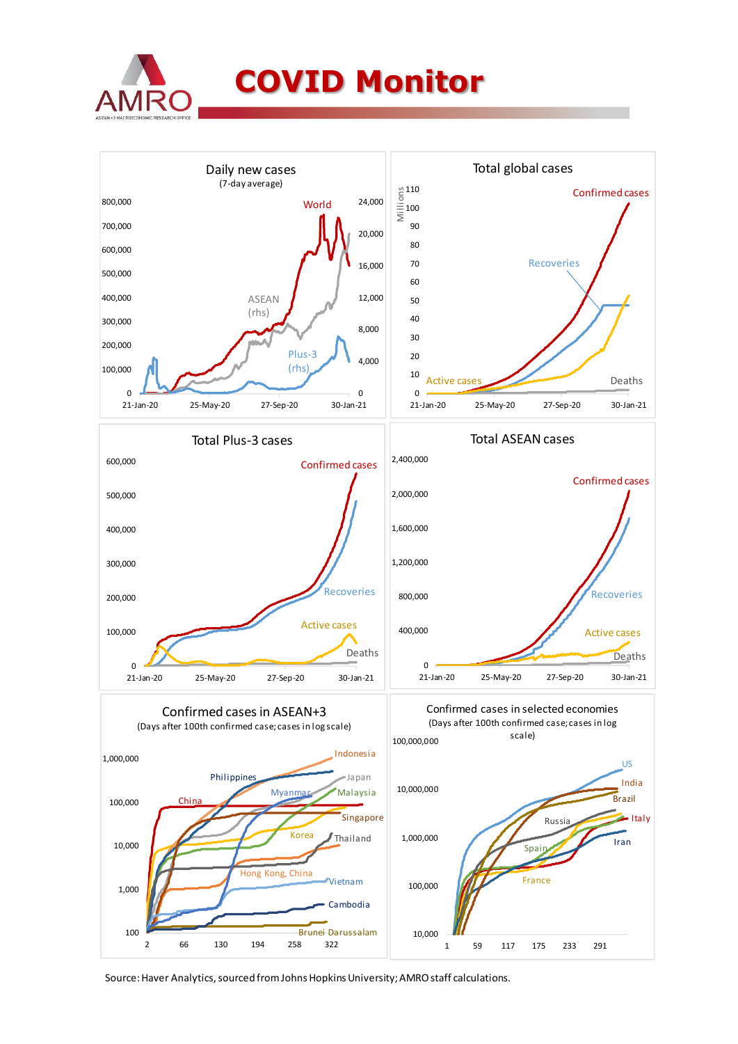# COVID Monitor

AMRO
ASEAN+3 MACROECONOMIC RESEARCH OFFICE

## Daily new cases

(7-day average)

800,000
700,000
600,000
500,000
400,000
300,000
200,000
100,000
0

24,000
20,000
16,000
12,000
8,000
4,000
0

World
ASEAN (rhs)
Plus-3 (rhs)

21-Jan-20 25-May-20 27-Sep-20 30-Jan-21

## Total global cases

Millions
110
100
90
80
70
60
50
40
30
20
10
0

Confirmed cases
Recoveries
Active cases
Deaths

21-Jan-20 25-May-20 27-Sep-20 30-Jan-21

## Total Plus-3 cases

600,000
500,000
400,000
300,000
200,000
100,000
0

Confirmed cases
Recoveries
Active cases
Deaths

21-Jan-20 25-May-20 27-Sep-20 30-Jan-21

## Total ASEAN cases

2,400,000
2,000,000
1,600,000
1,200,000
800,000
400,000
0

Confirmed cases
Recoveries
Active cases
Deaths

21-Jan-20 25-May-20 27-Sep-20 30-Jan-21

## Confirmed cases in ASEAN+3

(Days after 100th confirmed case; cases in log scale)

1,000,000
100,000
10,000
1,000
100

Indonesia
Philippines
Japan
Myanmar
Malaysia
China
Singapore
Korea
Thailand
Hong Kong, China
Vietnam
Cambodia
Brunei Darussalam

2 66 130 194 258 322

## Confirmed cases in selected economies

(Days after 100th confirmed case; cases in log scale)

100,000,000
10,000,000
1,000,000
100,000
10,000

US
India
Brazil
Russia
Italy
Spain
Iran
France

1 59 117 175 233 291

Source: Haver Analytics, sourced from Johns Hopkins University; AMRO staff calculations.